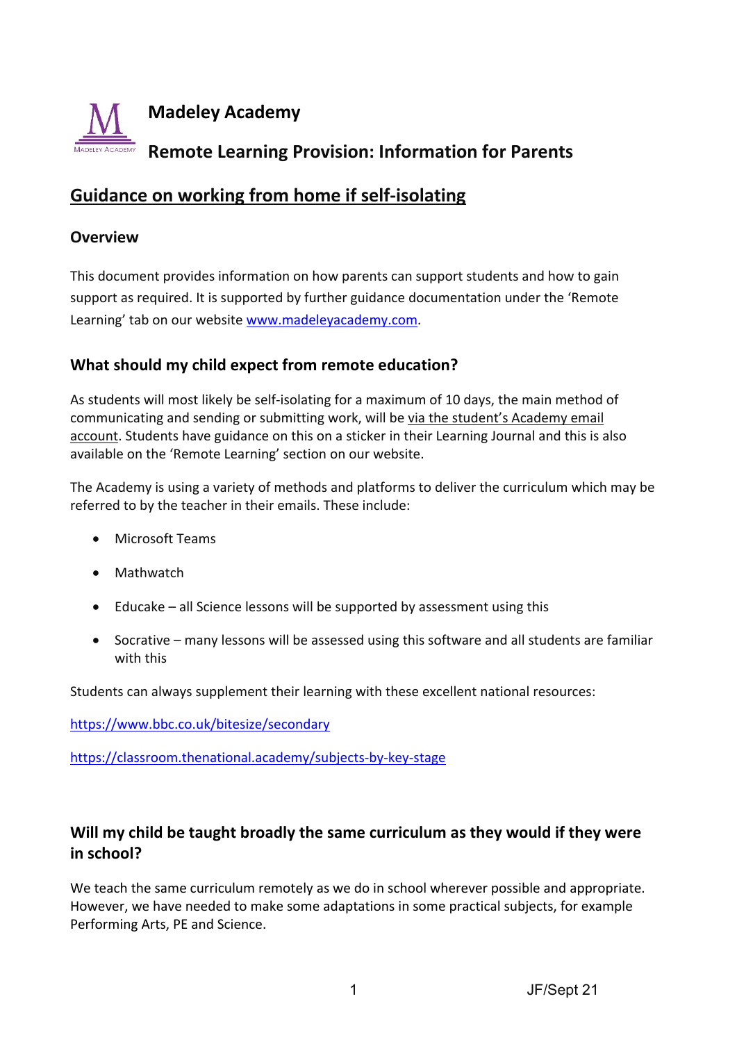# Madeley Academy

## Remote Learning Provision: Information for Parents

## Guidance on working from home if self-isolating

### Overview

This document provides information on how parents can support students and how to gain support as required. It is supported by further guidance documentation under the 'Remote Learning' tab on our website www.madeleyacademy.com.

### What should my child expect from remote education?

As students will most likely be self-isolating for a maximum of 10 days, the main method of communicating and sending or submitting work, will be via the student's Academy email account. Students have guidance on this on a sticker in their Learning Journal and this is also available on the 'Remote Learning' section on our website.

The Academy is using a variety of methods and platforms to deliver the curriculum which may be referred to by the teacher in their emails. These include:

- Microsoft Teams
- Mathwatch
- Educake – all Science lessons will be supported by assessment using this
- Socrative – many lessons will be assessed using this software and all students are familiar with this

Students can always supplement their learning with these excellent national resources:

https://www.bbc.co.uk/bitesize/secondary

https://classroom.thenational.academy/subjects-by-key-stage

### Will my child be taught broadly the same curriculum as they would if they were in school?

We teach the same curriculum remotely as we do in school wherever possible and appropriate. However, we have needed to make some adaptations in some practical subjects, for example Performing Arts, PE and Science.

JF/Sept 21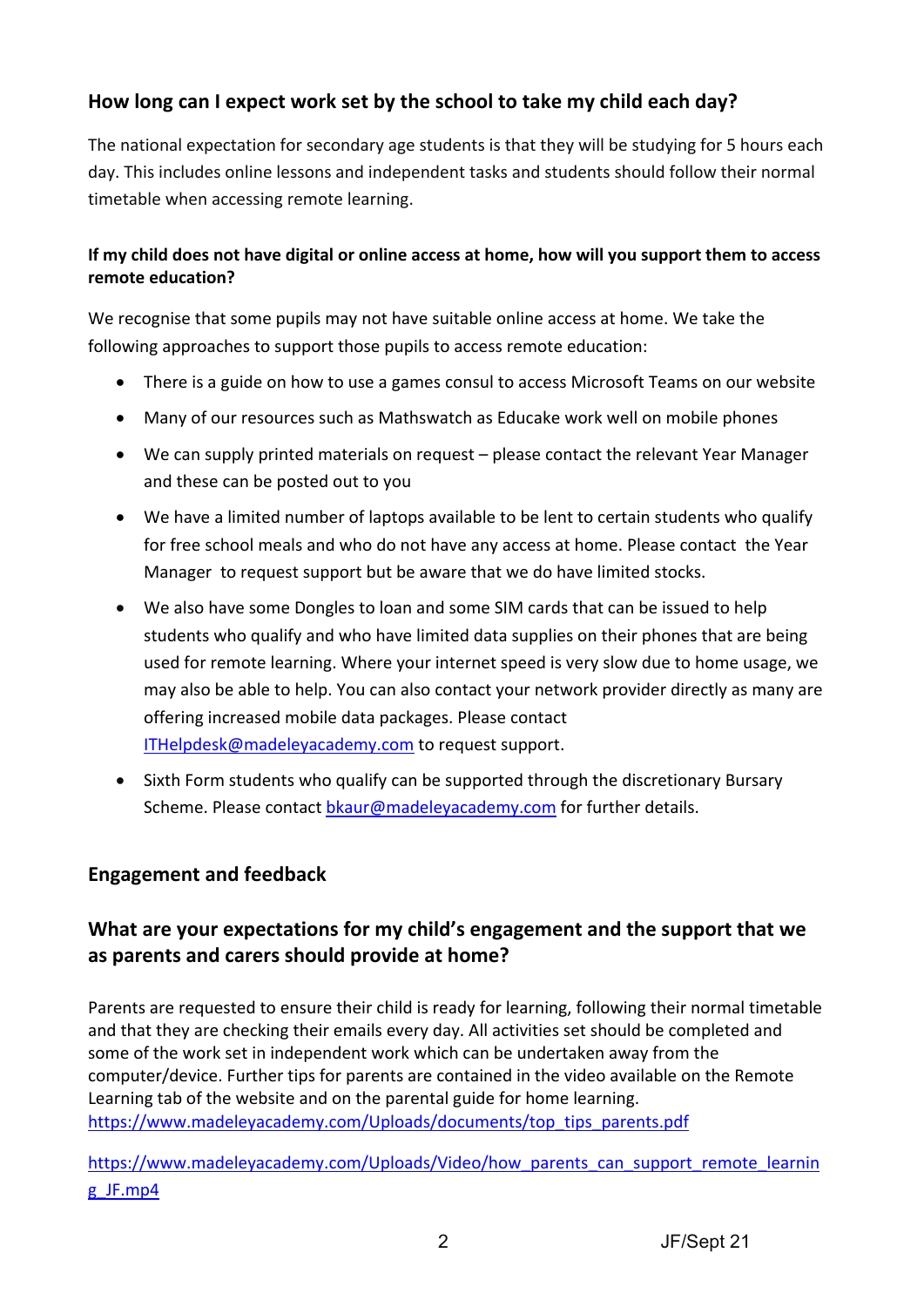## How long can I expect work set by the school to take my child each day?

The national expectation for secondary age students is that they will be studying for 5 hours each day. This includes online lessons and independent tasks and students should follow their normal timetable when accessing remote learning.

### If my child does not have digital or online access at home, how will you support them to access remote education?

We recognise that some pupils may not have suitable online access at home. We take the following approaches to support those pupils to access remote education:

- There is a guide on how to use a games consul to access Microsoft Teams on our website
- Many of our resources such as Mathswatch as Educake work well on mobile phones
- We can supply printed materials on request – please contact the relevant Year Manager and these can be posted out to you
- We have a limited number of laptops available to be lent to certain students who qualify for free school meals and who do not have any access at home. Please contact the Year Manager to request support but be aware that we do have limited stocks.
- We also have some Dongles to loan and some SIM cards that can be issued to help students who qualify and who have limited data supplies on their phones that are being used for remote learning. Where your internet speed is very slow due to home usage, we may also be able to help. You can also contact your network provider directly as many are offering increased mobile data packages. Please contact ITHelpdesk@madeleyacademy.com to request support.
- Sixth Form students who qualify can be supported through the discretionary Bursary Scheme. Please contact bkaur@madeleyacademy.com for further details.

## Engagement and feedback

## What are your expectations for my child's engagement and the support that we as parents and carers should provide at home?

Parents are requested to ensure their child is ready for learning, following their normal timetable and that they are checking their emails every day. All activities set should be completed and some of the work set in independent work which can be undertaken away from the computer/device. Further tips for parents are contained in the video available on the Remote Learning tab of the website and on the parental guide for home learning.
https://www.madeleyacademy.com/Uploads/documents/top_tips_parents.pdf

https://www.madeleyacademy.com/Uploads/Video/how_parents_can_support_remote_learning_JF.mp4

JF/Sept 21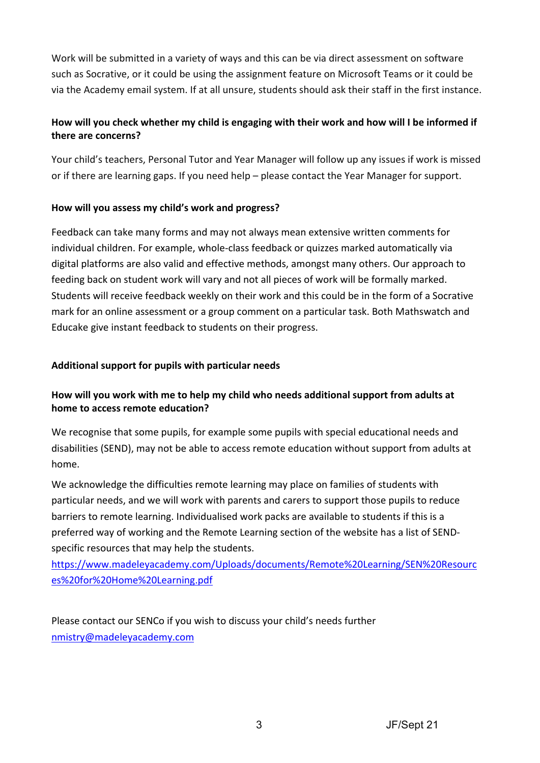Work will be submitted in a variety of ways and this can be via direct assessment on software such as Socrative, or it could be using the assignment feature on Microsoft Teams or it could be via the Academy email system. If at all unsure, students should ask their staff in the first instance.

**How will you check whether my child is engaging with their work and how will I be informed if there are concerns?**

Your child's teachers, Personal Tutor and Year Manager will follow up any issues if work is missed or if there are learning gaps. If you need help – please contact the Year Manager for support.

**How will you assess my child's work and progress?**

Feedback can take many forms and may not always mean extensive written comments for individual children. For example, whole-class feedback or quizzes marked automatically via digital platforms are also valid and effective methods, amongst many others. Our approach to feeding back on student work will vary and not all pieces of work will be formally marked. Students will receive feedback weekly on their work and this could be in the form of a Socrative mark for an online assessment or a group comment on a particular task. Both Mathswatch and Educake give instant feedback to students on their progress.

**Additional support for pupils with particular needs**

**How will you work with me to help my child who needs additional support from adults at home to access remote education?**

We recognise that some pupils, for example some pupils with special educational needs and disabilities (SEND), may not be able to access remote education without support from adults at home.

We acknowledge the difficulties remote learning may place on families of students with particular needs, and we will work with parents and carers to support those pupils to reduce barriers to remote learning. Individualised work packs are available to students if this is a preferred way of working and the Remote Learning section of the website has a list of SEND-specific resources that may help the students.
[https://www.madeleyacademy.com/Uploads/documents/Remote%20Learning/SEN%20Resources%20for%20Home%20Learning.pdf](https://www.madeleyacademy.com/Uploads/documents/Remote%20Learning/SEN%20Resources%20for%20Home%20Learning.pdf)

Please contact our SENCo if you wish to discuss your child's needs further
[nmistry@madeleyacademy.com](mailto:nmistry@madeleyacademy.com)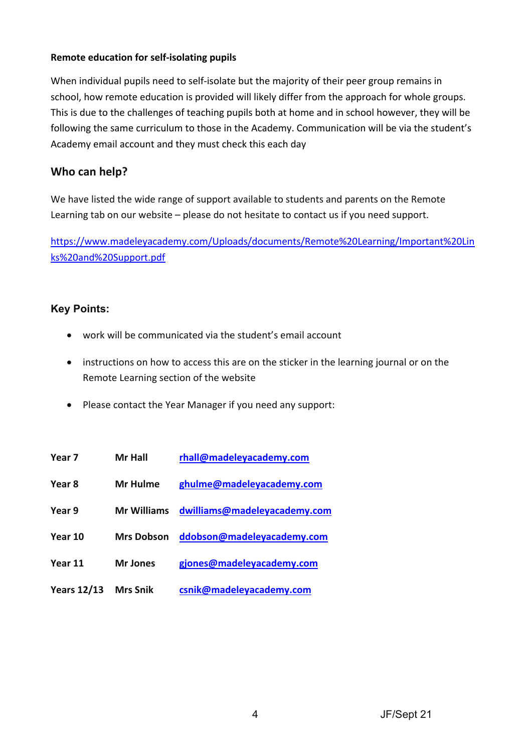**Remote education for self-isolating pupils**

When individual pupils need to self-isolate but the majority of their peer group remains in school, how remote education is provided will likely differ from the approach for whole groups. This is due to the challenges of teaching pupils both at home and in school however, they will be following the same curriculum to those in the Academy. Communication will be via the student's Academy email account and they must check this each day

## Who can help?

We have listed the wide range of support available to students and parents on the Remote Learning tab on our website – please do not hesitate to contact us if you need support.

https://www.madeleyacademy.com/Uploads/documents/Remote%20Learning/Important%20Links%20and%20Support.pdf

## Key Points:

- work will be communicated via the student's email account
- instructions on how to access this are on the sticker in the learning journal or on the Remote Learning section of the website
- Please contact the Year Manager if you need any support:

| | | |
|---|---|---|
| **Year 7** | **Mr Hall** | **rhall@madeleyacademy.com** |
| **Year 8** | **Mr Hulme** | **ghulme@madeleyacademy.com** |
| **Year 9** | **Mr Williams** | **dwilliams@madeleyacademy.com** |
| **Year 10** | **Mrs Dobson** | **ddobson@madeleyacademy.com** |
| **Year 11** | **Mr Jones** | **gjones@madeleyacademy.com** |
| **Years 12/13** | **Mrs Snik** | **csnik@madeleyacademy.com** |

JF/Sept 21